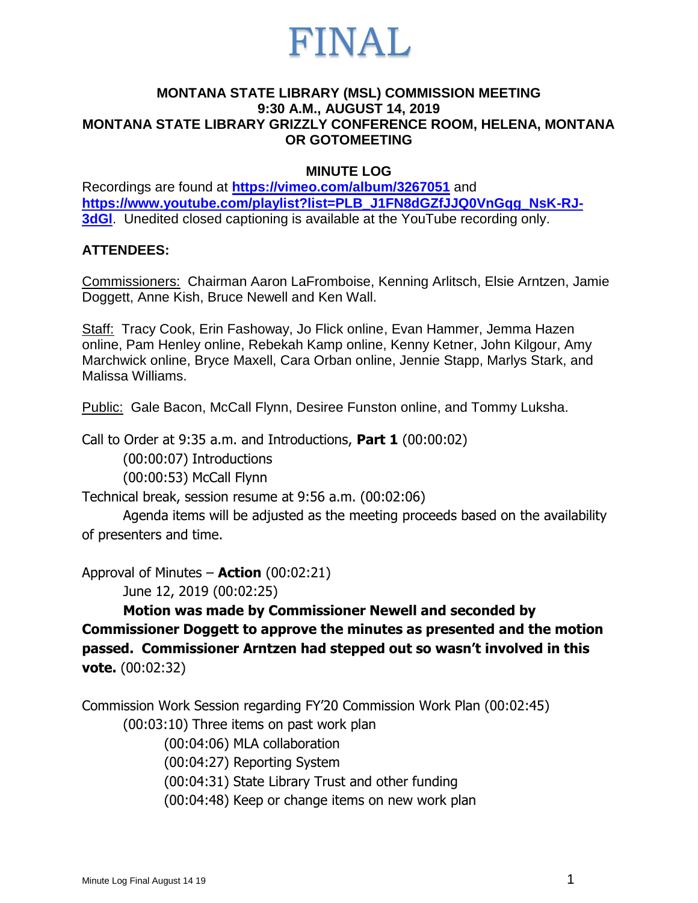# FINAL

**MONTANA STATE LIBRARY (MSL) COMMISSION MEETING**
**9:30 A.M., AUGUST 14, 2019**
**MONTANA STATE LIBRARY GRIZZLY CONFERENCE ROOM, HELENA, MONTANA**
**OR GOTOMEETING**

**MINUTE LOG**

Recordings are found at **https://vimeo.com/album/3267051** and **https://www.youtube.com/playlist?list=PLB_J1FN8dGZfJJQ0VnGqg_NsK-RJ-3dGl**. Unedited closed captioning is available at the YouTube recording only.

**ATTENDEES:**

Commissioners: Chairman Aaron LaFromboise, Kenning Arlitsch, Elsie Arntzen, Jamie Doggett, Anne Kish, Bruce Newell and Ken Wall.

Staff: Tracy Cook, Erin Fashoway, Jo Flick online, Evan Hammer, Jemma Hazen online, Pam Henley online, Rebekah Kamp online, Kenny Ketner, John Kilgour, Amy Marchwick online, Bryce Maxell, Cara Orban online, Jennie Stapp, Marlys Stark, and Malissa Williams.

Public: Gale Bacon, McCall Flynn, Desiree Funston online, and Tommy Luksha.

Call to Order at 9:35 a.m. and Introductions, **Part 1** (00:00:02)

- (00:00:07) Introductions
- (00:00:53) McCall Flynn

Technical break, session resume at 9:56 a.m. (00:02:06)

Agenda items will be adjusted as the meeting proceeds based on the availability of presenters and time.

Approval of Minutes – **Action** (00:02:21)

June 12, 2019 (00:02:25)

**Motion was made by Commissioner Newell and seconded by Commissioner Doggett to approve the minutes as presented and the motion passed. Commissioner Arntzen had stepped out so wasn't involved in this vote.** (00:02:32)

Commission Work Session regarding FY'20 Commission Work Plan (00:02:45)

- (00:03:10) Three items on past work plan
  - (00:04:06) MLA collaboration
  - (00:04:27) Reporting System
  - (00:04:31) State Library Trust and other funding
  - (00:04:48) Keep or change items on new work plan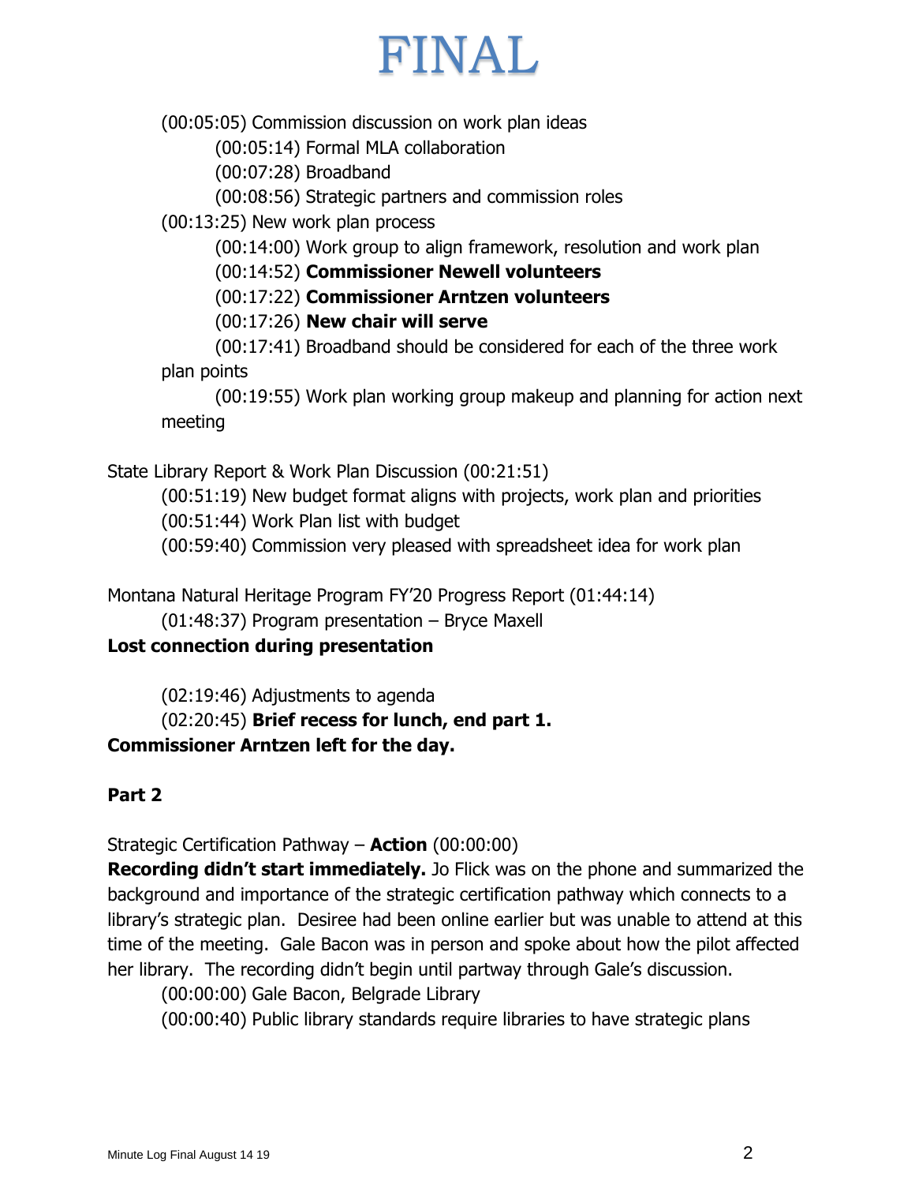# FINAL

(00:05:05) Commission discussion on work plan ideas

(00:05:14) Formal MLA collaboration

(00:07:28) Broadband

(00:08:56) Strategic partners and commission roles

(00:13:25) New work plan process

(00:14:00) Work group to align framework, resolution and work plan

(00:14:52) **Commissioner Newell volunteers**

(00:17:22) **Commissioner Arntzen volunteers**

(00:17:26) **New chair will serve**

(00:17:41) Broadband should be considered for each of the three work plan points

(00:19:55) Work plan working group makeup and planning for action next meeting

State Library Report & Work Plan Discussion (00:21:51)

(00:51:19) New budget format aligns with projects, work plan and priorities

(00:51:44) Work Plan list with budget

(00:59:40) Commission very pleased with spreadsheet idea for work plan

Montana Natural Heritage Program FY'20 Progress Report (01:44:14)

(01:48:37) Program presentation – Bryce Maxell

**Lost connection during presentation**

(02:19:46) Adjustments to agenda

(02:20:45) **Brief recess for lunch, end part 1.**

**Commissioner Arntzen left for the day.**

**Part 2**

Strategic Certification Pathway – **Action** (00:00:00)

**Recording didn't start immediately.** Jo Flick was on the phone and summarized the background and importance of the strategic certification pathway which connects to a library's strategic plan. Desiree had been online earlier but was unable to attend at this time of the meeting. Gale Bacon was in person and spoke about how the pilot affected her library. The recording didn't begin until partway through Gale's discussion.

(00:00:00) Gale Bacon, Belgrade Library

(00:00:40) Public library standards require libraries to have strategic plans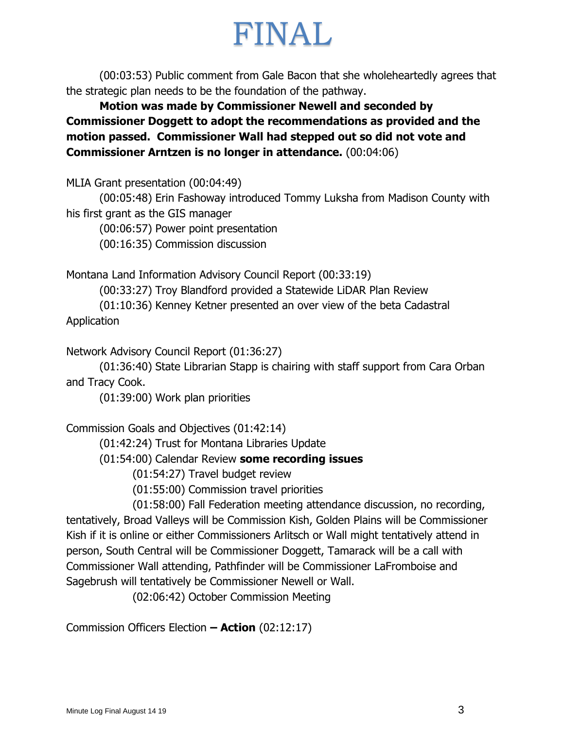# FINAL

(00:03:53) Public comment from Gale Bacon that she wholeheartedly agrees that the strategic plan needs to be the foundation of the pathway.

**Motion was made by Commissioner Newell and seconded by Commissioner Doggett to adopt the recommendations as provided and the motion passed. Commissioner Wall had stepped out so did not vote and Commissioner Arntzen is no longer in attendance.** (00:04:06)

MLIA Grant presentation (00:04:49)

(00:05:48) Erin Fashoway introduced Tommy Luksha from Madison County with his first grant as the GIS manager

(00:06:57) Power point presentation

(00:16:35) Commission discussion

Montana Land Information Advisory Council Report (00:33:19)

(00:33:27) Troy Blandford provided a Statewide LiDAR Plan Review

(01:10:36) Kenney Ketner presented an over view of the beta Cadastral Application

Network Advisory Council Report (01:36:27)

(01:36:40) State Librarian Stapp is chairing with staff support from Cara Orban and Tracy Cook.

(01:39:00) Work plan priorities

Commission Goals and Objectives (01:42:14)

(01:42:24) Trust for Montana Libraries Update

(01:54:00) Calendar Review **some recording issues**

(01:54:27) Travel budget review

(01:55:00) Commission travel priorities

(01:58:00) Fall Federation meeting attendance discussion, no recording, tentatively, Broad Valleys will be Commission Kish, Golden Plains will be Commissioner Kish if it is online or either Commissioners Arlitsch or Wall might tentatively attend in person, South Central will be Commissioner Doggett, Tamarack will be a call with Commissioner Wall attending, Pathfinder will be Commissioner LaFromboise and Sagebrush will tentatively be Commissioner Newell or Wall.

(02:06:42) October Commission Meeting

Commission Officers Election **– Action** (02:12:17)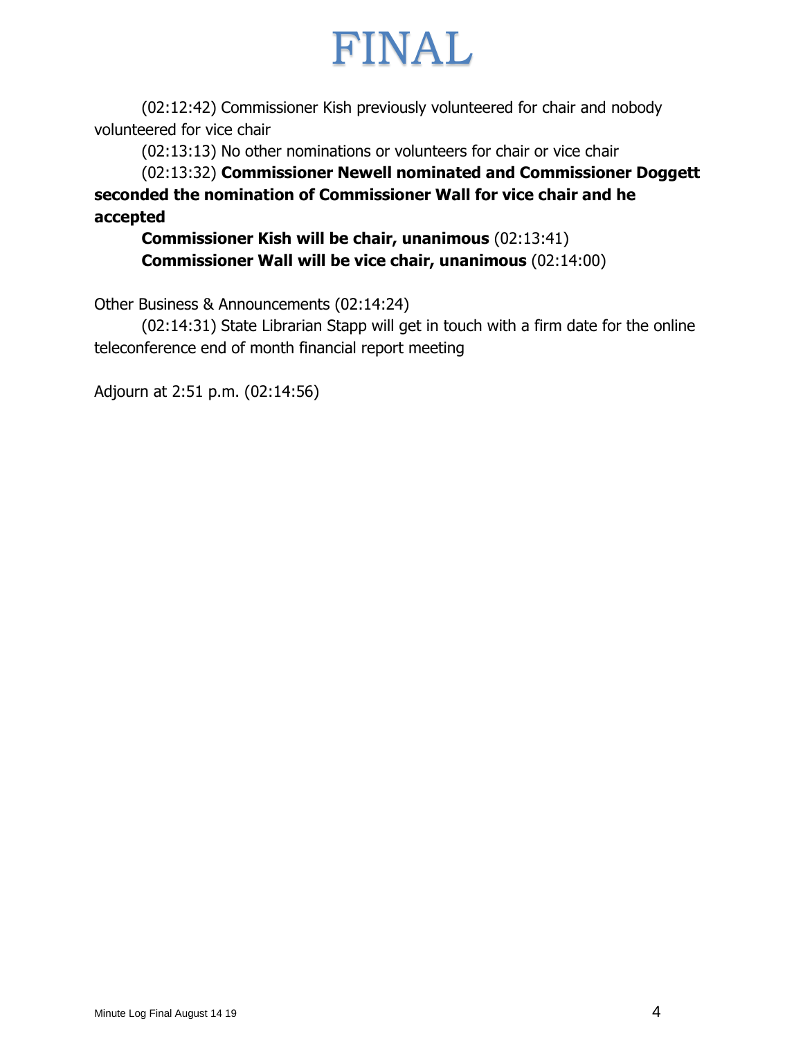# FINAL

(02:12:42) Commissioner Kish previously volunteered for chair and nobody volunteered for vice chair

(02:13:13) No other nominations or volunteers for chair or vice chair

(02:13:32) **Commissioner Newell nominated and Commissioner Doggett seconded the nomination of Commissioner Wall for vice chair and he accepted**

**Commissioner Kish will be chair, unanimous** (02:13:41)

**Commissioner Wall will be vice chair, unanimous** (02:14:00)

Other Business & Announcements (02:14:24)

(02:14:31) State Librarian Stapp will get in touch with a firm date for the online teleconference end of month financial report meeting

Adjourn at 2:51 p.m. (02:14:56)